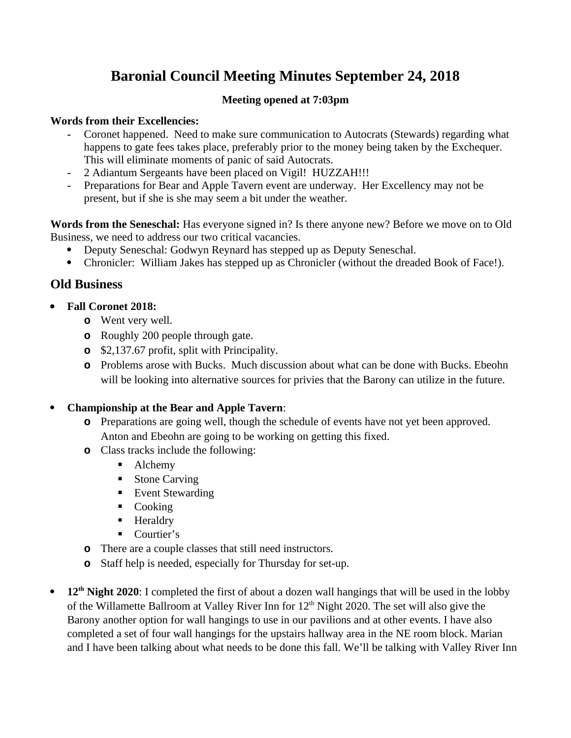# Baronial Council Meeting Minutes September 24, 2018

**Meeting opened at 7:03pm**

**Words from their Excellencies:**

- Coronet happened. Need to make sure communication to Autocrats (Stewards) regarding what happens to gate fees takes place, preferably prior to the money being taken by the Exchequer. This will eliminate moments of panic of said Autocrats.
- 2 Adiantum Sergeants have been placed on Vigil! HUZZAH!!!
- Preparations for Bear and Apple Tavern event are underway. Her Excellency may not be present, but if she is she may seem a bit under the weather.

**Words from the Seneschal:** Has everyone signed in? Is there anyone new? Before we move on to Old Business, we need to address our two critical vacancies.

- Deputy Seneschal: Godwyn Reynard has stepped up as Deputy Seneschal.
- Chronicler: William Jakes has stepped up as Chronicler (without the dreaded Book of Face!).

## Old Business

- **Fall Coronet 2018:**
  - Went very well.
  - Roughly 200 people through gate.
  - $2,137.67 profit, split with Principality.
  - Problems arose with Bucks. Much discussion about what can be done with Bucks. Ebeohn will be looking into alternative sources for privies that the Barony can utilize in the future.

- **Championship at the Bear and Apple Tavern**:
  - Preparations are going well, though the schedule of events have not yet been approved. Anton and Ebeohn are going to be working on getting this fixed.
  - Class tracks include the following:
    - Alchemy
    - Stone Carving
    - Event Stewarding
    - Cooking
    - Heraldry
    - Courtier's
  - There are a couple classes that still need instructors.
  - Staff help is needed, especially for Thursday for set-up.

- **12th Night 2020**: I completed the first of about a dozen wall hangings that will be used in the lobby of the Willamette Ballroom at Valley River Inn for 12th Night 2020. The set will also give the Barony another option for wall hangings to use in our pavilions and at other events. I have also completed a set of four wall hangings for the upstairs hallway area in the NE room block. Marian and I have been talking about what needs to be done this fall. We'll be talking with Valley River Inn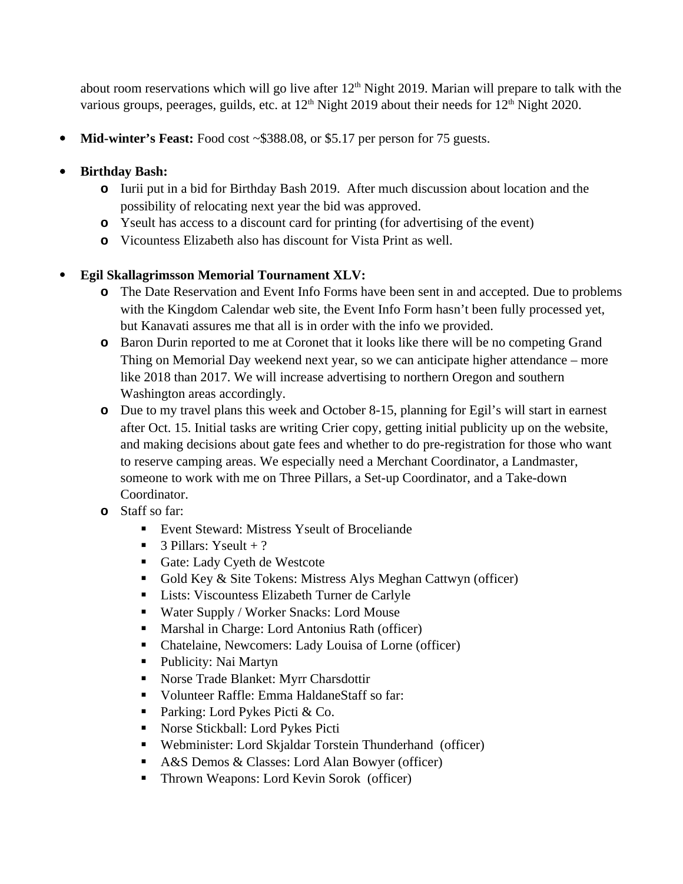about room reservations which will go live after 12th Night 2019. Marian will prepare to talk with the various groups, peerages, guilds, etc. at 12th Night 2019 about their needs for 12th Night 2020.

- **Mid-winter's Feast:** Food cost ~$388.08, or $5.17 per person for 75 guests.

- **Birthday Bash:**
  - Iurii put in a bid for Birthday Bash 2019. After much discussion about location and the possibility of relocating next year the bid was approved.
  - Yseult has access to a discount card for printing (for advertising of the event)
  - Vicountess Elizabeth also has discount for Vista Print as well.

- **Egil Skallagrimsson Memorial Tournament XLV:**
  - The Date Reservation and Event Info Forms have been sent in and accepted. Due to problems with the Kingdom Calendar web site, the Event Info Form hasn't been fully processed yet, but Kanavati assures me that all is in order with the info we provided.
  - Baron Durin reported to me at Coronet that it looks like there will be no competing Grand Thing on Memorial Day weekend next year, so we can anticipate higher attendance – more like 2018 than 2017. We will increase advertising to northern Oregon and southern Washington areas accordingly.
  - Due to my travel plans this week and October 8-15, planning for Egil's will start in earnest after Oct. 15. Initial tasks are writing Crier copy, getting initial publicity up on the website, and making decisions about gate fees and whether to do pre-registration for those who want to reserve camping areas. We especially need a Merchant Coordinator, a Landmaster, someone to work with me on Three Pillars, a Set-up Coordinator, and a Take-down Coordinator.
  - Staff so far:
    - Event Steward: Mistress Yseult of Broceliande
    - 3 Pillars: Yseult + ?
    - Gate: Lady Cyeth de Westcote
    - Gold Key & Site Tokens: Mistress Alys Meghan Cattwyn (officer)
    - Lists: Viscountess Elizabeth Turner de Carlyle
    - Water Supply / Worker Snacks: Lord Mouse
    - Marshal in Charge: Lord Antonius Rath (officer)
    - Chatelaine, Newcomers: Lady Louisa of Lorne (officer)
    - Publicity: Nai Martyn
    - Norse Trade Blanket: Myrr Charsdottir
    - Volunteer Raffle: Emma HaldaneStaff so far:
    - Parking: Lord Pykes Picti & Co.
    - Norse Stickball: Lord Pykes Picti
    - Webminister: Lord Skjaldar Torstein Thunderhand (officer)
    - A&S Demos & Classes: Lord Alan Bowyer (officer)
    - Thrown Weapons: Lord Kevin Sorok (officer)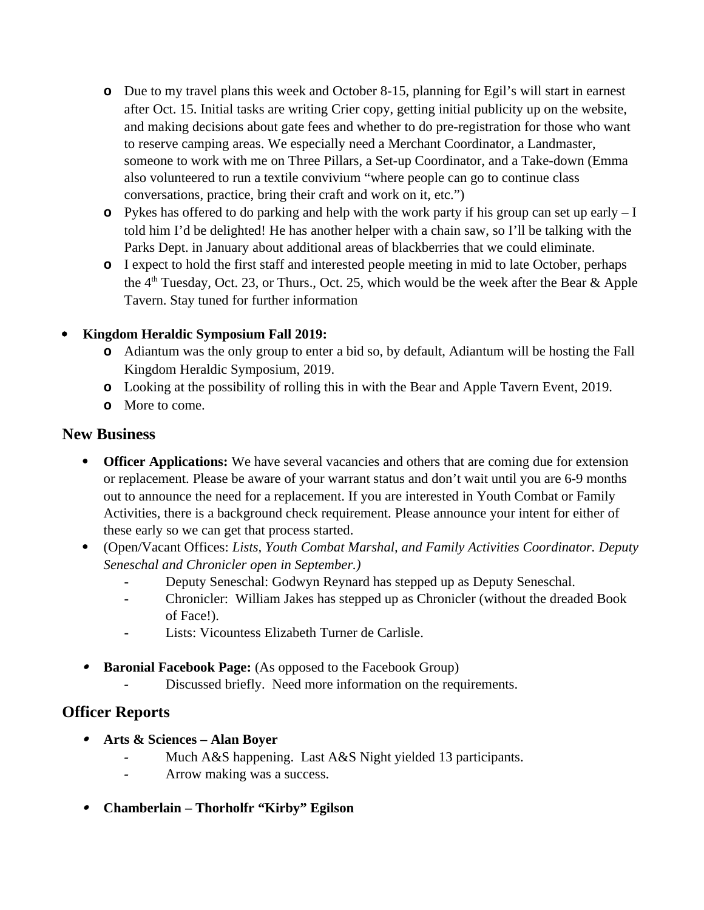- Due to my travel plans this week and October 8-15, planning for Egil's will start in earnest after Oct. 15. Initial tasks are writing Crier copy, getting initial publicity up on the website, and making decisions about gate fees and whether to do pre-registration for those who want to reserve camping areas. We especially need a Merchant Coordinator, a Landmaster, someone to work with me on Three Pillars, a Set-up Coordinator, and a Take-down (Emma also volunteered to run a textile convivium "where people can go to continue class conversations, practice, bring their craft and work on it, etc.")
  - Pykes has offered to do parking and help with the work party if his group can set up early – I told him I'd be delighted! He has another helper with a chain saw, so I'll be talking with the Parks Dept. in January about additional areas of blackberries that we could eliminate.
  - I expect to hold the first staff and interested people meeting in mid to late October, perhaps the 4th Tuesday, Oct. 23, or Thurs., Oct. 25, which would be the week after the Bear & Apple Tavern. Stay tuned for further information

- **Kingdom Heraldic Symposium Fall 2019:**
  - Adiantum was the only group to enter a bid so, by default, Adiantum will be hosting the Fall Kingdom Heraldic Symposium, 2019.
  - Looking at the possibility of rolling this in with the Bear and Apple Tavern Event, 2019.
  - More to come.

## New Business

- **Officer Applications:** We have several vacancies and others that are coming due for extension or replacement. Please be aware of your warrant status and don't wait until you are 6-9 months out to announce the need for a replacement. If you are interested in Youth Combat or Family Activities, there is a background check requirement. Please announce your intent for either of these early so we can get that process started.
- (Open/Vacant Offices: *Lists, Youth Combat Marshal, and Family Activities Coordinator. Deputy Seneschal and Chronicler open in September.)*
  - Deputy Seneschal: Godwyn Reynard has stepped up as Deputy Seneschal.
  - Chronicler: William Jakes has stepped up as Chronicler (without the dreaded Book of Face!).
  - Lists: Vicountess Elizabeth Turner de Carlisle.

- **Baronial Facebook Page:** (As opposed to the Facebook Group)
  - Discussed briefly. Need more information on the requirements.

## Officer Reports

- **Arts & Sciences – Alan Boyer**
  - Much A&S happening. Last A&S Night yielded 13 participants.
  - Arrow making was a success.

- **Chamberlain – Thorholfr "Kirby" Egilson**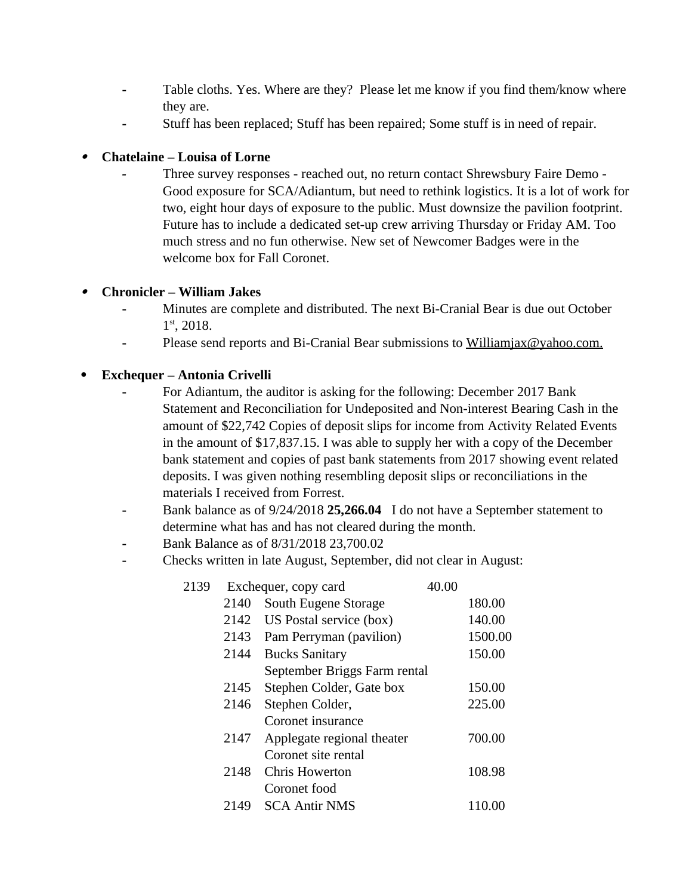- Table cloths. Yes. Where are they? Please let me know if you find them/know where they are.
- Stuff has been replaced; Stuff has been repaired; Some stuff is in need of repair.

- **Chatelaine – Louisa of Lorne**
  - Three survey responses - reached out, no return contact Shrewsbury Faire Demo - Good exposure for SCA/Adiantum, but need to rethink logistics. It is a lot of work for two, eight hour days of exposure to the public. Must downsize the pavilion footprint. Future has to include a dedicated set-up crew arriving Thursday or Friday AM. Too much stress and no fun otherwise. New set of Newcomer Badges were in the welcome box for Fall Coronet.

- **Chronicler – William Jakes**
  - Minutes are complete and distributed. The next Bi-Cranial Bear is due out October 1st, 2018.
  - Please send reports and Bi-Cranial Bear submissions to Williamjax@yahoo.com.

- **Exchequer – Antonia Crivelli**
  - For Adiantum, the auditor is asking for the following: December 2017 Bank Statement and Reconciliation for Undeposited and Non-interest Bearing Cash in the amount of $22,742 Copies of deposit slips for income from Activity Related Events in the amount of $17,837.15. I was able to supply her with a copy of the December bank statement and copies of past bank statements from 2017 showing event related deposits. I was given nothing resembling deposit slips or reconciliations in the materials I received from Forrest.
  - Bank balance as of 9/24/2018 **25,266.04** I do not have a September statement to determine what has and has not cleared during the month.
  - Bank Balance as of 8/31/2018 23,700.02
  - Checks written in late August, September, did not clear in August:

| Check | Payee | Amount |
|---|---|---|
| 2139 | Exchequer, copy card | 40.00 |
| 2140 | South Eugene Storage | 180.00 |
| 2142 | US Postal service (box) | 140.00 |
| 2143 | Pam Perryman (pavilion) | 1500.00 |
| 2144 | Bucks Sanitary<br>September Briggs Farm rental | 150.00 |
| 2145 | Stephen Colder, Gate box | 150.00 |
| 2146 | Stephen Colder,<br>Coronet insurance | 225.00 |
| 2147 | Applegate regional theater<br>Coronet site rental | 700.00 |
| 2148 | Chris Howerton<br>Coronet food | 108.98 |
| 2149 | SCA Antir NMS | 110.00 |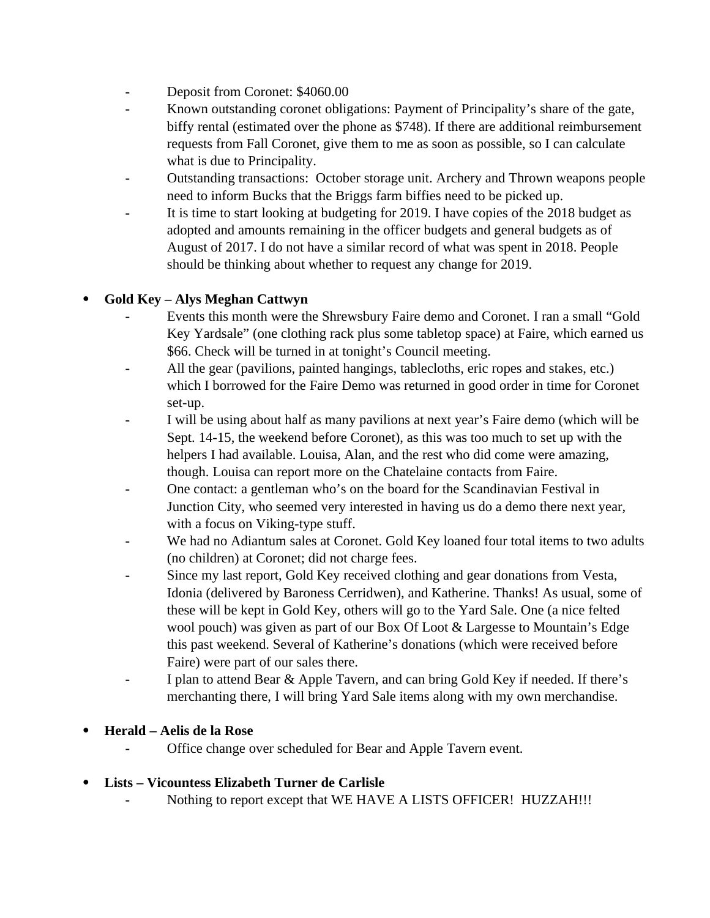- Deposit from Coronet: $4060.00
  - Known outstanding coronet obligations: Payment of Principality's share of the gate, biffy rental (estimated over the phone as $748). If there are additional reimbursement requests from Fall Coronet, give them to me as soon as possible, so I can calculate what is due to Principality.
  - Outstanding transactions: October storage unit. Archery and Thrown weapons people need to inform Bucks that the Briggs farm biffies need to be picked up.
  - It is time to start looking at budgeting for 2019. I have copies of the 2018 budget as adopted and amounts remaining in the officer budgets and general budgets as of August of 2017. I do not have a similar record of what was spent in 2018. People should be thinking about whether to request any change for 2019.

- **Gold Key – Alys Meghan Cattwyn**
  - Events this month were the Shrewsbury Faire demo and Coronet. I ran a small "Gold Key Yardsale" (one clothing rack plus some tabletop space) at Faire, which earned us $66. Check will be turned in at tonight's Council meeting.
  - All the gear (pavilions, painted hangings, tablecloths, eric ropes and stakes, etc.) which I borrowed for the Faire Demo was returned in good order in time for Coronet set-up.
  - I will be using about half as many pavilions at next year's Faire demo (which will be Sept. 14-15, the weekend before Coronet), as this was too much to set up with the helpers I had available. Louisa, Alan, and the rest who did come were amazing, though. Louisa can report more on the Chatelaine contacts from Faire.
  - One contact: a gentleman who's on the board for the Scandinavian Festival in Junction City, who seemed very interested in having us do a demo there next year, with a focus on Viking-type stuff.
  - We had no Adiantum sales at Coronet. Gold Key loaned four total items to two adults (no children) at Coronet; did not charge fees.
  - Since my last report, Gold Key received clothing and gear donations from Vesta, Idonia (delivered by Baroness Cerridwen), and Katherine. Thanks! As usual, some of these will be kept in Gold Key, others will go to the Yard Sale. One (a nice felted wool pouch) was given as part of our Box Of Loot & Largesse to Mountain's Edge this past weekend. Several of Katherine's donations (which were received before Faire) were part of our sales there.
  - I plan to attend Bear & Apple Tavern, and can bring Gold Key if needed. If there's merchanting there, I will bring Yard Sale items along with my own merchandise.

- **Herald – Aelis de la Rose**
  - Office change over scheduled for Bear and Apple Tavern event.

- **Lists – Vicountess Elizabeth Turner de Carlisle**
  - Nothing to report except that WE HAVE A LISTS OFFICER! HUZZAH!!!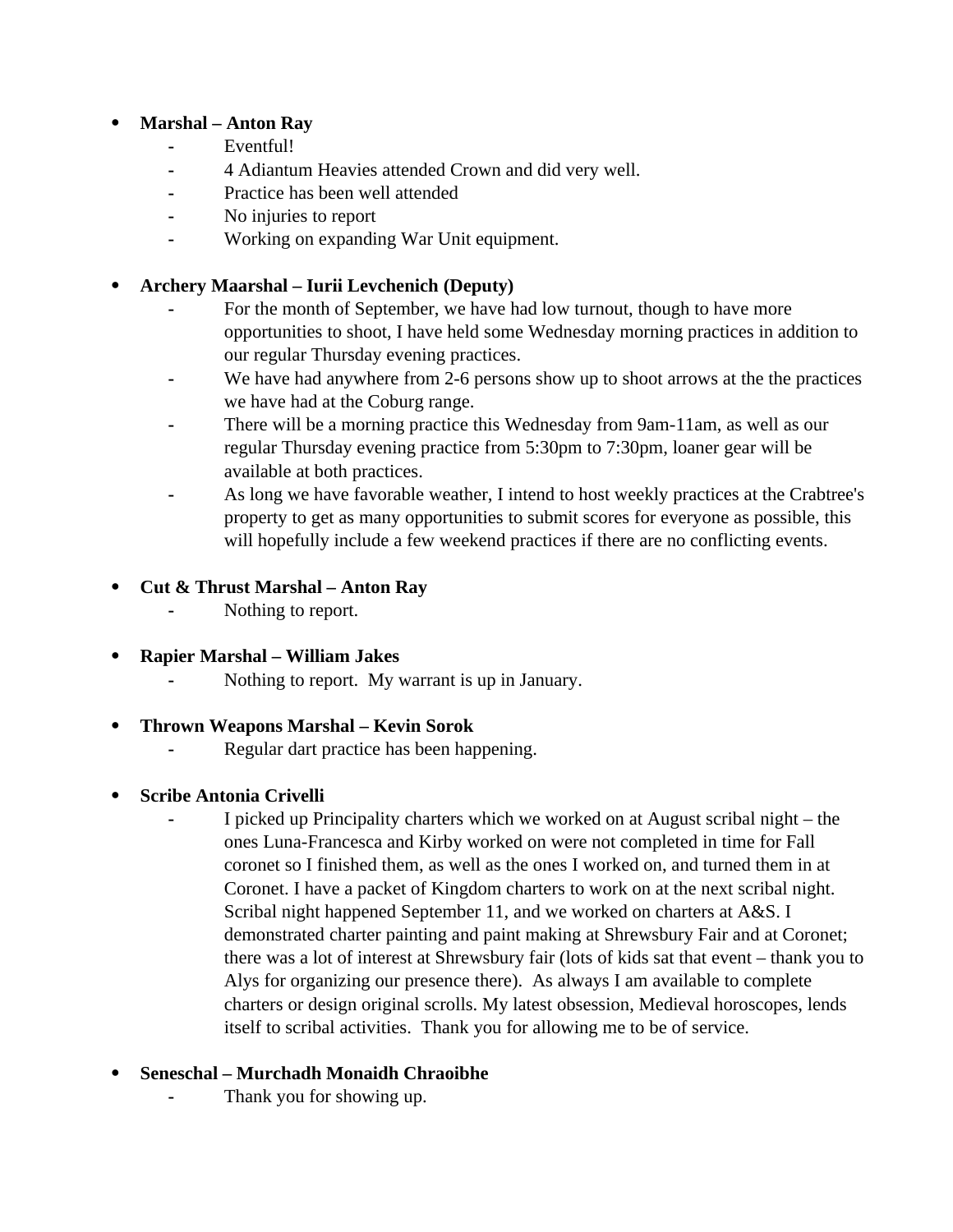- **Marshal – Anton Ray**
  - Eventful!
  - 4 Adiantum Heavies attended Crown and did very well.
  - Practice has been well attended
  - No injuries to report
  - Working on expanding War Unit equipment.

- **Archery Maarshal – Iurii Levchenich (Deputy)**
  - For the month of September, we have had low turnout, though to have more opportunities to shoot, I have held some Wednesday morning practices in addition to our regular Thursday evening practices.
  - We have had anywhere from 2-6 persons show up to shoot arrows at the the practices we have had at the Coburg range.
  - There will be a morning practice this Wednesday from 9am-11am, as well as our regular Thursday evening practice from 5:30pm to 7:30pm, loaner gear will be available at both practices.
  - As long we have favorable weather, I intend to host weekly practices at the Crabtree's property to get as many opportunities to submit scores for everyone as possible, this will hopefully include a few weekend practices if there are no conflicting events.

- **Cut & Thrust Marshal – Anton Ray**
  - Nothing to report.

- **Rapier Marshal – William Jakes**
  - Nothing to report. My warrant is up in January.

- **Thrown Weapons Marshal – Kevin Sorok**
  - Regular dart practice has been happening.

- **Scribe Antonia Crivelli**
  - I picked up Principality charters which we worked on at August scribal night – the ones Luna-Francesca and Kirby worked on were not completed in time for Fall coronet so I finished them, as well as the ones I worked on, and turned them in at Coronet. I have a packet of Kingdom charters to work on at the next scribal night. Scribal night happened September 11, and we worked on charters at A&S. I demonstrated charter painting and paint making at Shrewsbury Fair and at Coronet; there was a lot of interest at Shrewsbury fair (lots of kids sat that event – thank you to Alys for organizing our presence there). As always I am available to complete charters or design original scrolls. My latest obsession, Medieval horoscopes, lends itself to scribal activities. Thank you for allowing me to be of service.

- **Seneschal – Murchadh Monaidh Chraoibhe**
  - Thank you for showing up.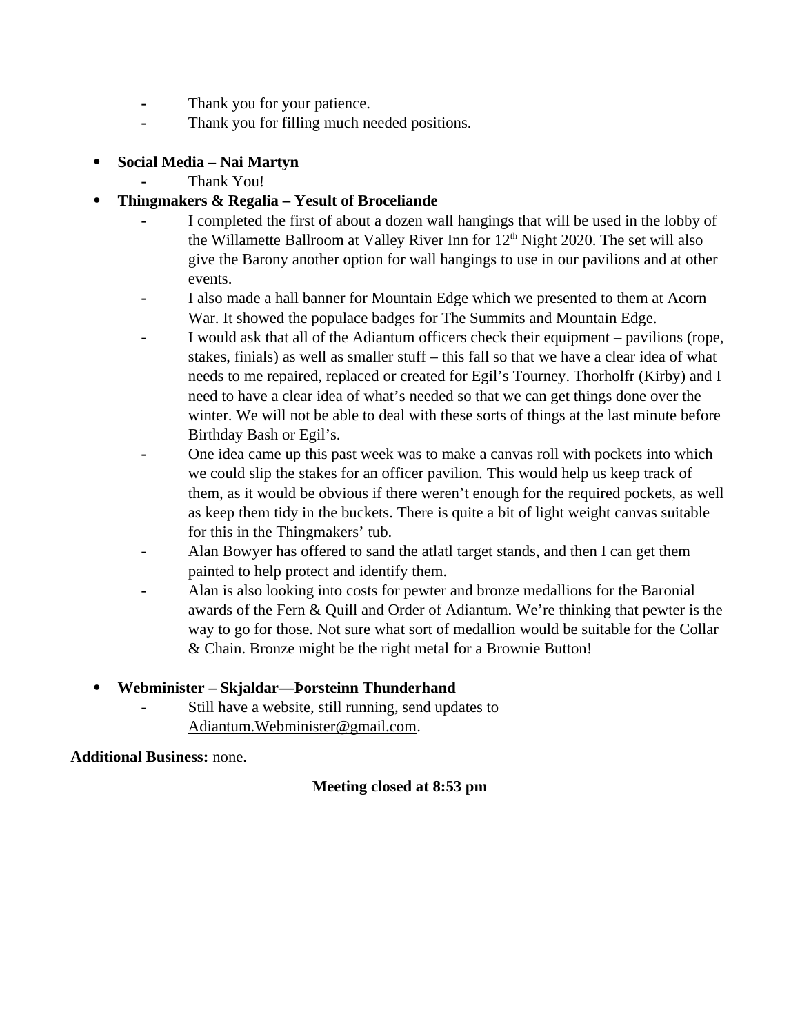- Thank you for your patience.
- Thank you for filling much needed positions.

- **Social Media – Nai Martyn**
  - Thank You!
- **Thingmakers & Regalia – Yesult of Broceliande**
  - I completed the first of about a dozen wall hangings that will be used in the lobby of the Willamette Ballroom at Valley River Inn for 12th Night 2020. The set will also give the Barony another option for wall hangings to use in our pavilions and at other events.
  - I also made a hall banner for Mountain Edge which we presented to them at Acorn War. It showed the populace badges for The Summits and Mountain Edge.
  - I would ask that all of the Adiantum officers check their equipment – pavilions (rope, stakes, finials) as well as smaller stuff – this fall so that we have a clear idea of what needs to me repaired, replaced or created for Egil's Tourney. Thorholfr (Kirby) and I need to have a clear idea of what's needed so that we can get things done over the winter. We will not be able to deal with these sorts of things at the last minute before Birthday Bash or Egil's.
  - One idea came up this past week was to make a canvas roll with pockets into which we could slip the stakes for an officer pavilion. This would help us keep track of them, as it would be obvious if there weren't enough for the required pockets, as well as keep them tidy in the buckets. There is quite a bit of light weight canvas suitable for this in the Thingmakers' tub.
  - Alan Bowyer has offered to sand the atlatl target stands, and then I can get them painted to help protect and identify them.
  - Alan is also looking into costs for pewter and bronze medallions for the Baronial awards of the Fern & Quill and Order of Adiantum. We're thinking that pewter is the way to go for those. Not sure what sort of medallion would be suitable for the Collar & Chain. Bronze might be the right metal for a Brownie Button!

- **Webminister – Skjaldar—Þorsteinn Thunderhand**
  - Still have a website, still running, send updates to Adiantum.Webminister@gmail.com.

**Additional Business:** none.

**Meeting closed at 8:53 pm**